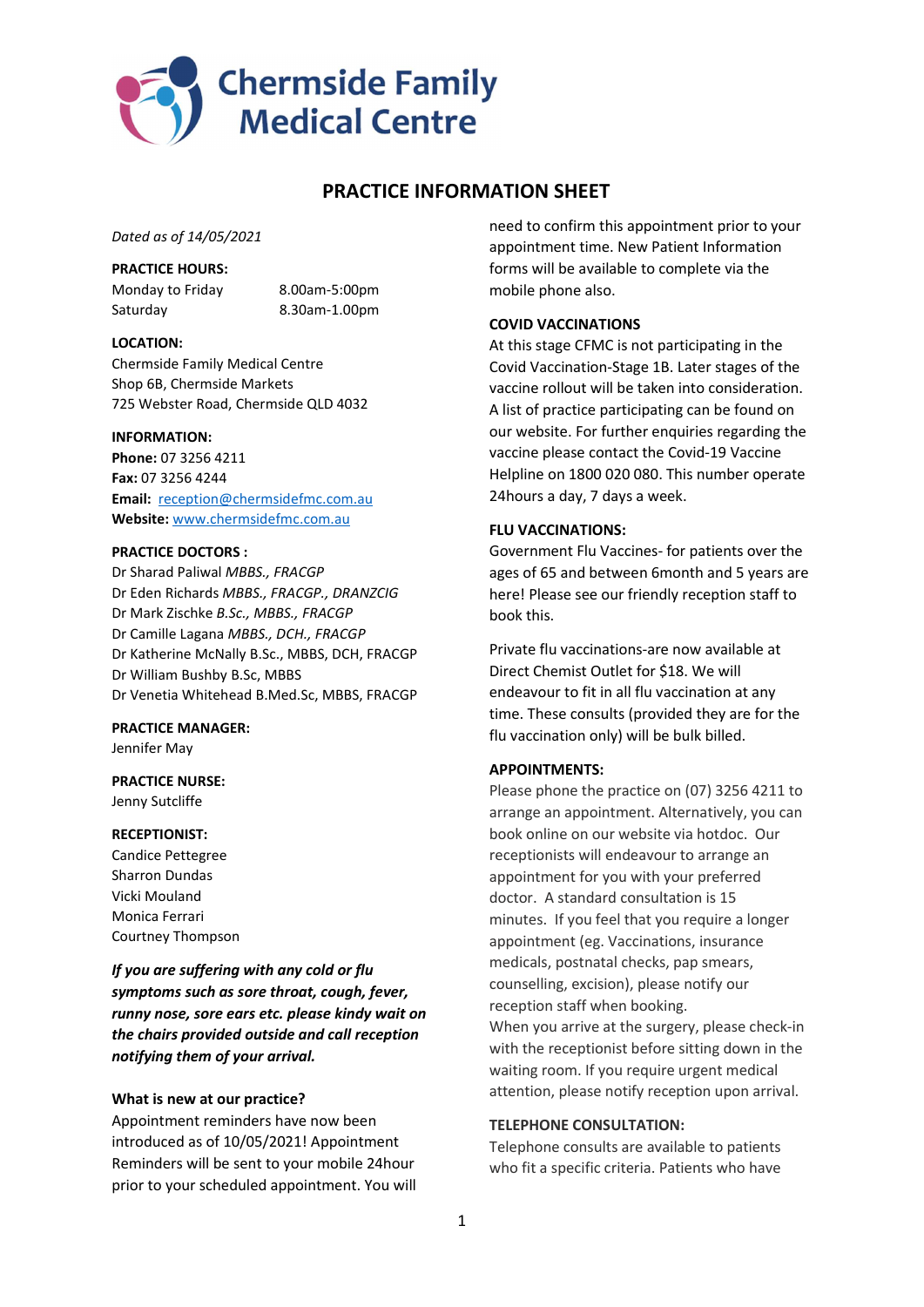# Chermside Family Medical Centre

## PRACTICE INFORMATION SHEET

*Dated as of 14/05/2021*

**PRACTICE HOURS:**

| | |
|---|---|
| Monday to Friday | 8.00am-5:00pm |
| Saturday | 8.30am-1.00pm |

**LOCATION:**
Chermside Family Medical Centre
Shop 6B, Chermside Markets
725 Webster Road, Chermside QLD 4032

**INFORMATION:**
**Phone:** 07 3256 4211
**Fax:** 07 3256 4244
**Email:** reception@chermsidefmc.com.au
**Website:** www.chermsidefmc.com.au

**PRACTICE DOCTORS :**
Dr Sharad Paliwal *MBBS., FRACGP*
Dr Eden Richards *MBBS., FRACGP., DRANZCIG*
Dr Mark Zischke *B.Sc., MBBS., FRACGP*
Dr Camille Lagana *MBBS., DCH., FRACGP*
Dr Katherine McNally B.Sc., MBBS, DCH, FRACGP
Dr William Bushby B.Sc, MBBS
Dr Venetia Whitehead B.Med.Sc, MBBS, FRACGP

**PRACTICE MANAGER:**
Jennifer May

**PRACTICE NURSE:**
Jenny Sutcliffe

**RECEPTIONIST:**
Candice Pettegree
Sharron Dundas
Vicki Mouland
Monica Ferrari
Courtney Thompson

***If you are suffering with any cold or flu symptoms such as sore throat, cough, fever, runny nose, sore ears etc. please kindly wait on the chairs provided outside and call reception notifying them of your arrival.***

**What is new at our practice?**
Appointment reminders have now been introduced as of 10/05/2021! Appointment Reminders will be sent to your mobile 24hour prior to your scheduled appointment. You will need to confirm this appointment prior to your appointment time. New Patient Information forms will be available to complete via the mobile phone also.

**COVID VACCINATIONS**
At this stage CFMC is not participating in the Covid Vaccination-Stage 1B. Later stages of the vaccine rollout will be taken into consideration. A list of practice participating can be found on our website. For further enquiries regarding the vaccine please contact the Covid-19 Vaccine Helpline on 1800 020 080. This number operate 24hours a day, 7 days a week.

**FLU VACCINATIONS:**
Government Flu Vaccines- for patients over the ages of 65 and between 6month and 5 years are here! Please see our friendly reception staff to book this.

Private flu vaccinations-are now available at Direct Chemist Outlet for $18. We will endeavour to fit in all flu vaccination at any time. These consults (provided they are for the flu vaccination only) will be bulk billed.

**APPOINTMENTS:**
Please phone the practice on (07) 3256 4211 to arrange an appointment. Alternatively, you can book online on our website via hotdoc. Our receptionists will endeavour to arrange an appointment for you with your preferred doctor. A standard consultation is 15 minutes. If you feel that you require a longer appointment (eg. Vaccinations, insurance medicals, postnatal checks, pap smears, counselling, excision), please notify our reception staff when booking.
When you arrive at the surgery, please check-in with the receptionist before sitting down in the waiting room. If you require urgent medical attention, please notify reception upon arrival.

**TELEPHONE CONSULTATION:**
Telephone consults are available to patients who fit a specific criteria. Patients who have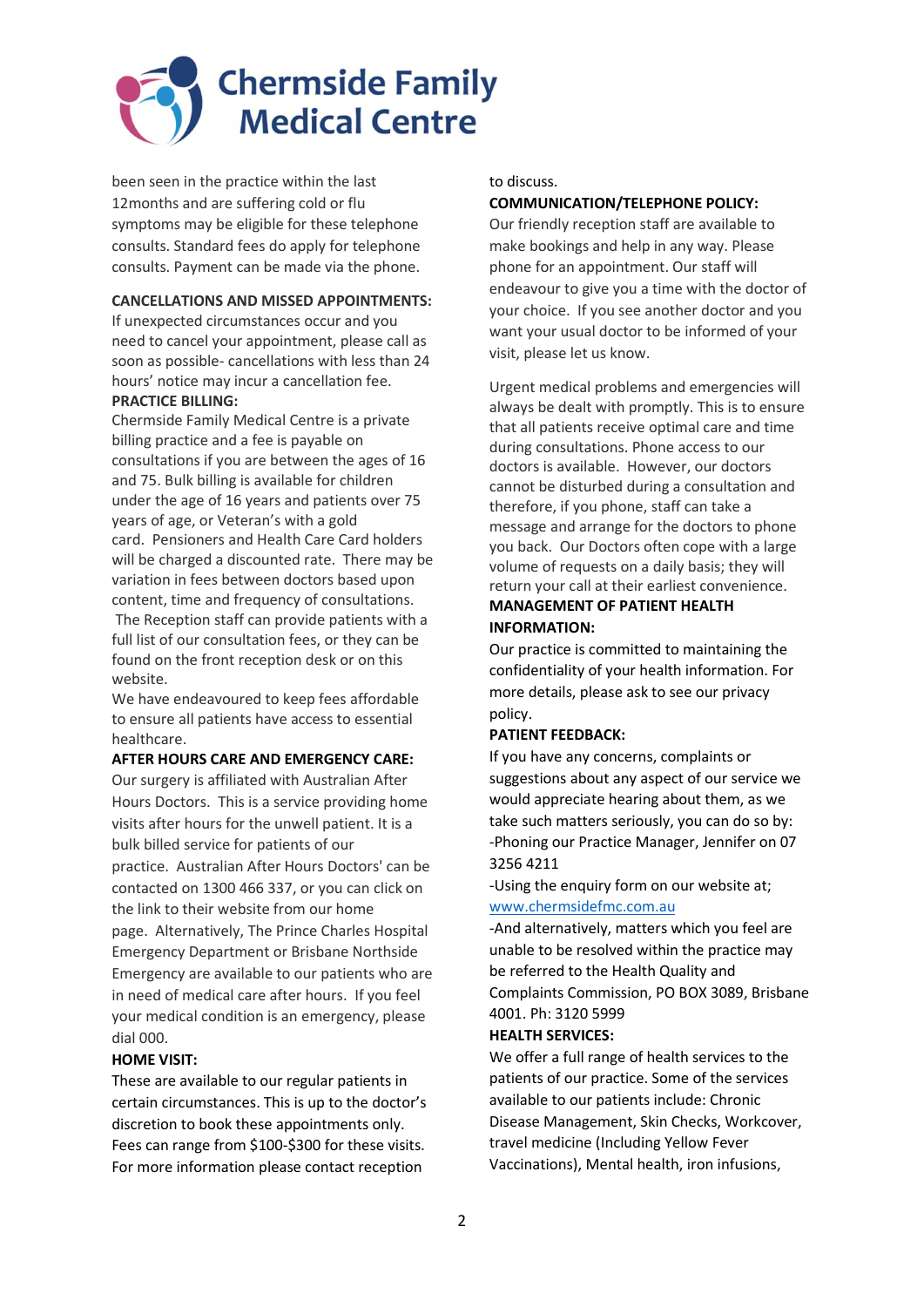been seen in the practice within the last 12months and are suffering cold or flu symptoms may be eligible for these telephone consults. Standard fees do apply for telephone consults. Payment can be made via the phone.

**CANCELLATIONS AND MISSED APPOINTMENTS:**

If unexpected circumstances occur and you need to cancel your appointment, please call as soon as possible- cancellations with less than 24 hours' notice may incur a cancellation fee.

**PRACTICE BILLING:**

Chermside Family Medical Centre is a private billing practice and a fee is payable on consultations if you are between the ages of 16 and 75. Bulk billing is available for children under the age of 16 years and patients over 75 years of age, or Veteran's with a gold card. Pensioners and Health Care Card holders will be charged a discounted rate. There may be variation in fees between doctors based upon content, time and frequency of consultations. The Reception staff can provide patients with a full list of our consultation fees, or they can be found on the front reception desk or on this website.

We have endeavoured to keep fees affordable to ensure all patients have access to essential healthcare.

**AFTER HOURS CARE AND EMERGENCY CARE:**

Our surgery is affiliated with Australian After Hours Doctors. This is a service providing home visits after hours for the unwell patient. It is a bulk billed service for patients of our practice. Australian After Hours Doctors' can be contacted on 1300 466 337, or you can click on the link to their website from our home page. Alternatively, The Prince Charles Hospital Emergency Department or Brisbane Northside Emergency are available to our patients who are in need of medical care after hours. If you feel your medical condition is an emergency, please dial 000.

**HOME VISIT:**

These are available to our regular patients in certain circumstances. This is up to the doctor's discretion to book these appointments only. Fees can range from $100-$300 for these visits. For more information please contact reception to discuss.

**COMMUNICATION/TELEPHONE POLICY:**

Our friendly reception staff are available to make bookings and help in any way. Please phone for an appointment. Our staff will endeavour to give you a time with the doctor of your choice. If you see another doctor and you want your usual doctor to be informed of your visit, please let us know.

Urgent medical problems and emergencies will always be dealt with promptly. This is to ensure that all patients receive optimal care and time during consultations. Phone access to our doctors is available. However, our doctors cannot be disturbed during a consultation and therefore, if you phone, staff can take a message and arrange for the doctors to phone you back. Our Doctors often cope with a large volume of requests on a daily basis; they will return your call at their earliest convenience.

**MANAGEMENT OF PATIENT HEALTH INFORMATION:**

Our practice is committed to maintaining the confidentiality of your health information. For more details, please ask to see our privacy policy.

**PATIENT FEEDBACK:**

If you have any concerns, complaints or suggestions about any aspect of our service we would appreciate hearing about them, as we take such matters seriously, you can do so by:

-Phoning our Practice Manager, Jennifer on 07 3256 4211

-Using the enquiry form on our website at; www.chermsidefmc.com.au

-And alternatively, matters which you feel are unable to be resolved within the practice may be referred to the Health Quality and Complaints Commission, PO BOX 3089, Brisbane 4001. Ph: 3120 5999

**HEALTH SERVICES:**

We offer a full range of health services to the patients of our practice. Some of the services available to our patients include: Chronic Disease Management, Skin Checks, Workcover, travel medicine (Including Yellow Fever Vaccinations), Mental health, iron infusions,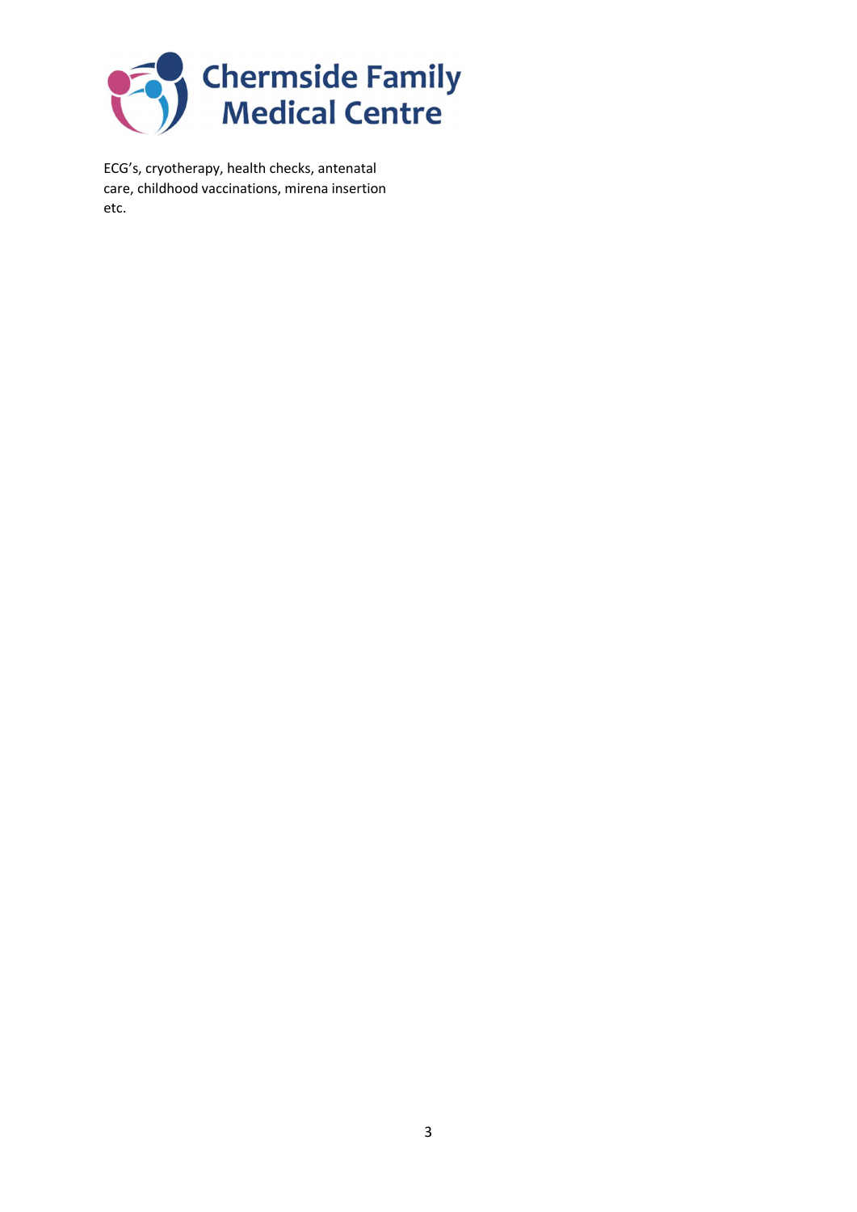ECG's, cryotherapy, health checks, antenatal care, childhood vaccinations, mirena insertion etc.